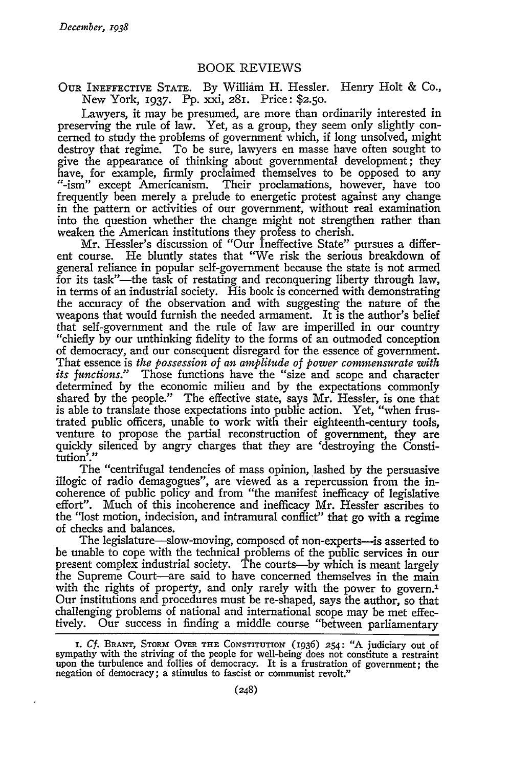## BOOK REVIEWS

OUR INEFFECTIVE STATE. By William H. Hessler. Henry Holt & Co., New York, 1937. Pp. xxi, 281. Price: $2.50.

Lawyers, it may be presumed, are more than ordinarily interested in preserving the rule of law. Yet, as a group, they seem only slightly concerned to study the problems of government which, if long unsolved, might destroy that regime. To be sure, lawyers en masse have often sought to give the appearance of thinking about governmental development; they have, for example, firmly proclaimed themselves to be opposed to any "-ism" except Americanism. Their proclamations, however, have too frequently been merely a prelude to energetic protest against any change in the pattern or activities of our government, without real examination into the question whether the change might not strengthen rather than weaken the American institutions they profess to cherish.

Mr. Hessler's discussion of "Our Ineffective State" pursues a different course. He bluntly states that "We risk the serious breakdown of general reliance in popular self-government because the state is not armed for its task"—the task of restating and reconquering liberty through law, in terms of an industrial society. His book is concerned with demonstrating the accuracy of the observation and with suggesting the nature of the weapons that would furnish the needed armament. It is the author's belief that self-government and the rule of law are imperilled in our country "chiefly by our unthinking fidelity to the forms of an outmoded conception of democracy, and our consequent disregard for the essence of government. That essence is *the possession of an amplitude of power commensurate with its functions.*" Those functions have the "size and scope and character determined by the economic milieu and by the expectations commonly shared by the people." The effective state, says Mr. Hessler, is one that is able to translate those expectations into public action. Yet, "when frustrated public officers, unable to work with their eighteenth-century tools, venture to propose the partial reconstruction of government, they are quickly silenced by angry charges that they are 'destroying the Constitution'."

The "centrifugal tendencies of mass opinion, lashed by the persuasive illogic of radio demagogues", are viewed as a repercussion from the incoherence of public policy and from "the manifest inefficacy of legislative effort". Much of this incoherence and inefficacy Mr. Hessler ascribes to the "lost motion, indecision, and intramural conflict" that go with a regime of checks and balances.

The legislature—slow-moving, composed of non-experts—is asserted to be unable to cope with the technical problems of the public services in our present complex industrial society. The courts—by which is meant largely the Supreme Court—are said to have concerned themselves in the main with the rights of property, and only rarely with the power to govern.[1] Our institutions and procedures must be re-shaped, says the author, so that challenging problems of national and international scope may be met effectively. Our success in finding a middle course "between parliamentary

---

1. *Cf.* BRANT, STORM OVER THE CONSTITUTION (1936) 254: "A judiciary out of sympathy with the striving of the people for well-being does not constitute a restraint upon the turbulence and follies of democracy. It is a frustration of government; the negation of democracy; a stimulus to fascist or communist revolt."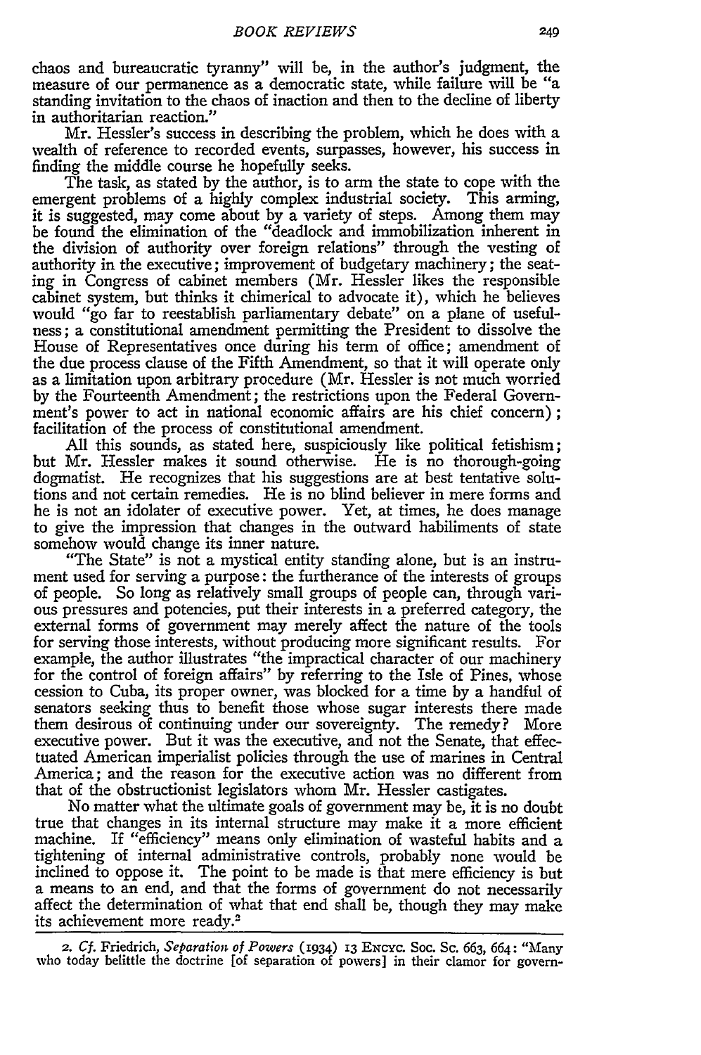chaos and bureaucratic tyranny" will be, in the author's judgment, the measure of our permanence as a democratic state, while failure will be "a standing invitation to the chaos of inaction and then to the decline of liberty in authoritarian reaction."

Mr. Hessler's success in describing the problem, which he does with a wealth of reference to recorded events, surpasses, however, his success in finding the middle course he hopefully seeks.

The task, as stated by the author, is to arm the state to cope with the emergent problems of a highly complex industrial society. This arming, it is suggested, may come about by a variety of steps. Among them may be found the elimination of the "deadlock and immobilization inherent in the division of authority over foreign relations" through the vesting of authority in the executive; improvement of budgetary machinery; the seating in Congress of cabinet members (Mr. Hessler likes the responsible cabinet system, but thinks it chimerical to advocate it), which he believes would "go far to reestablish parliamentary debate" on a plane of usefulness; a constitutional amendment permitting the President to dissolve the House of Representatives once during his term of office; amendment of the due process clause of the Fifth Amendment, so that it will operate only as a limitation upon arbitrary procedure (Mr. Hessler is not much worried by the Fourteenth Amendment; the restrictions upon the Federal Government's power to act in national economic affairs are his chief concern); facilitation of the process of constitutional amendment.

All this sounds, as stated here, suspiciously like political fetishism; but Mr. Hessler makes it sound otherwise. He is no thorough-going dogmatist. He recognizes that his suggestions are at best tentative solutions and not certain remedies. He is no blind believer in mere forms and he is not an idolater of executive power. Yet, at times, he does manage to give the impression that changes in the outward habiliments of state somehow would change its inner nature.

"The State" is not a mystical entity standing alone, but is an instrument used for serving a purpose: the furtherance of the interests of groups of people. So long as relatively small groups of people can, through various pressures and potencies, put their interests in a preferred category, the external forms of government may merely affect the nature of the tools for serving those interests, without producing more significant results. For example, the author illustrates "the impractical character of our machinery for the control of foreign affairs" by referring to the Isle of Pines, whose cession to Cuba, its proper owner, was blocked for a time by a handful of senators seeking thus to benefit those whose sugar interests there made them desirous of continuing under our sovereignty. The remedy? More executive power. But it was the executive, and not the Senate, that effectuated American imperialist policies through the use of marines in Central America; and the reason for the executive action was no different from that of the obstructionist legislators whom Mr. Hessler castigates.

No matter what the ultimate goals of government may be, it is no doubt true that changes in its internal structure may make it a more efficient machine. If "efficiency" means only elimination of wasteful habits and a tightening of internal administrative controls, probably none would be inclined to oppose it. The point to be made is that mere efficiency is but a means to an end, and that the forms of government do not necessarily affect the determination of what that end shall be, though they may make its achievement more ready.[2]

2. *Cf.* Friedrich, *Separation of Powers* (1934) 13 Encyc. Soc. Sc. 663, 664: "Many who today belittle the doctrine [of separation of powers] in their clamor for govern-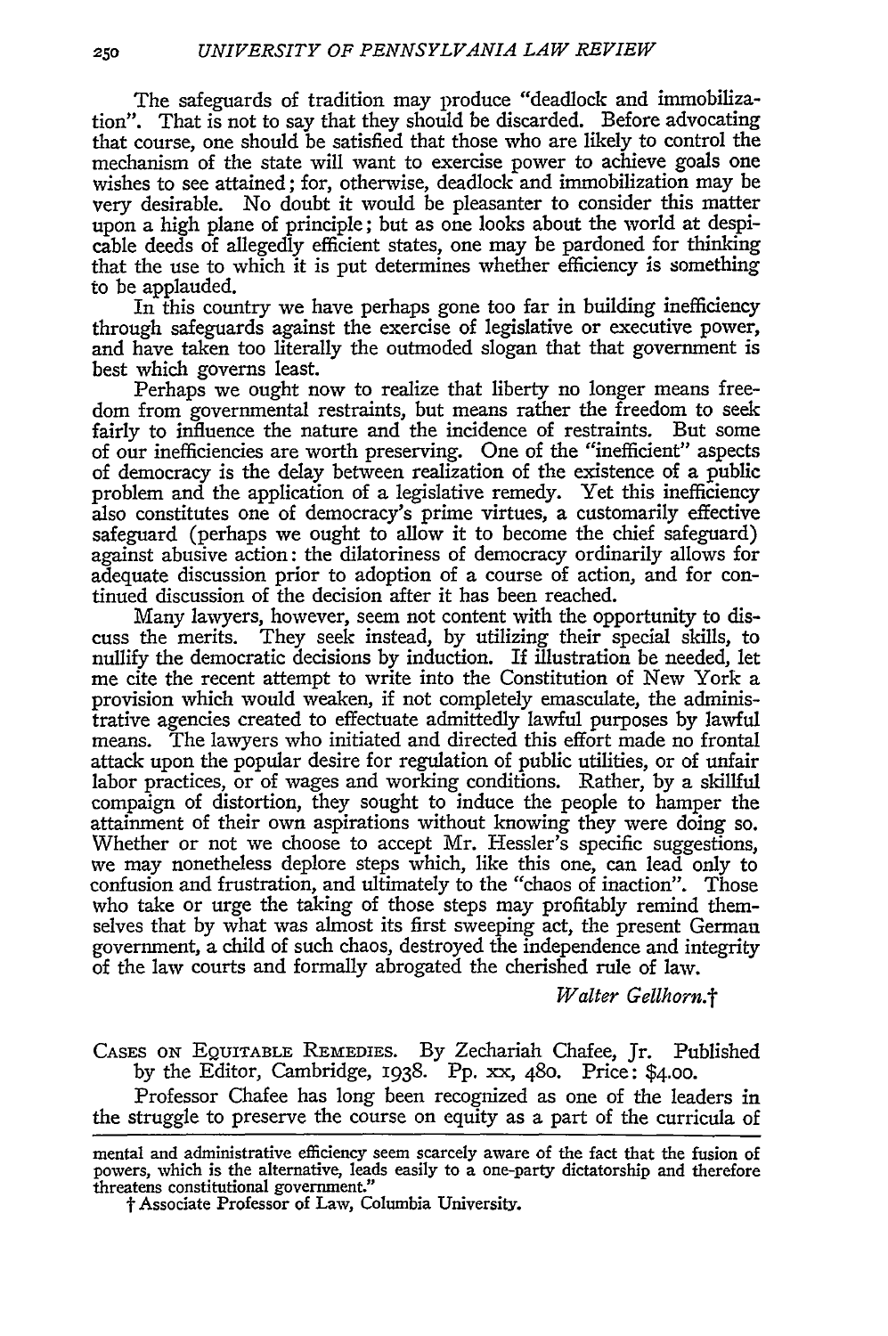The safeguards of tradition may produce "deadlock and immobilization". That is not to say that they should be discarded. Before advocating that course, one should be satisfied that those who are likely to control the mechanism of the state will want to exercise power to achieve goals one wishes to see attained; for, otherwise, deadlock and immobilization may be very desirable. No doubt it would be pleasanter to consider this matter upon a high plane of principle; but as one looks about the world at despicable deeds of allegedly efficient states, one may be pardoned for thinking that the use to which it is put determines whether efficiency is something to be applauded.

In this country we have perhaps gone too far in building inefficiency through safeguards against the exercise of legislative or executive power, and have taken too literally the outmoded slogan that that government is best which governs least.

Perhaps we ought now to realize that liberty no longer means freedom from governmental restraints, but means rather the freedom to seek fairly to influence the nature and the incidence of restraints. But some of our inefficiencies are worth preserving. One of the "inefficient" aspects of democracy is the delay between realization of the existence of a public problem and the application of a legislative remedy. Yet this inefficiency also constitutes one of democracy's prime virtues, a customarily effective safeguard (perhaps we ought to allow it to become the chief safeguard) against abusive action: the dilatoriness of democracy ordinarily allows for adequate discussion prior to adoption of a course of action, and for continued discussion of the decision after it has been reached.

Many lawyers, however, seem not content with the opportunity to discuss the merits. They seek instead, by utilizing their special skills, to nullify the democratic decisions by induction. If illustration be needed, let me cite the recent attempt to write into the Constitution of New York a provision which would weaken, if not completely emasculate, the administrative agencies created to effectuate admittedly lawful purposes by lawful means. The lawyers who initiated and directed this effort made no frontal attack upon the popular desire for regulation of public utilities, or of unfair labor practices, or of wages and working conditions. Rather, by a skillful campaign of distortion, they sought to induce the people to hamper the attainment of their own aspirations without knowing they were doing so. Whether or not we choose to accept Mr. Hessler's specific suggestions, we may nonetheless deplore steps which, like this one, can lead only to confusion and frustration, and ultimately to the "chaos of inaction". Those who take or urge the taking of those steps may profitably remind themselves that by what was almost its first sweeping act, the present German government, a child of such chaos, destroyed the independence and integrity of the law courts and formally abrogated the cherished rule of law.

*Walter Gellhorn.*†

CASES ON EQUITABLE REMEDIES. By Zechariah Chafee, Jr. Published by the Editor, Cambridge, 1938. Pp. xx, 480. Price: $4.00.

Professor Chafee has long been recognized as one of the leaders in the struggle to preserve the course on equity as a part of the curricula of

---

mental and administrative efficiency seem scarcely aware of the fact that the fusion of powers, which is the alternative, leads easily to a one-party dictatorship and therefore threatens constitutional government."

† Associate Professor of Law, Columbia University.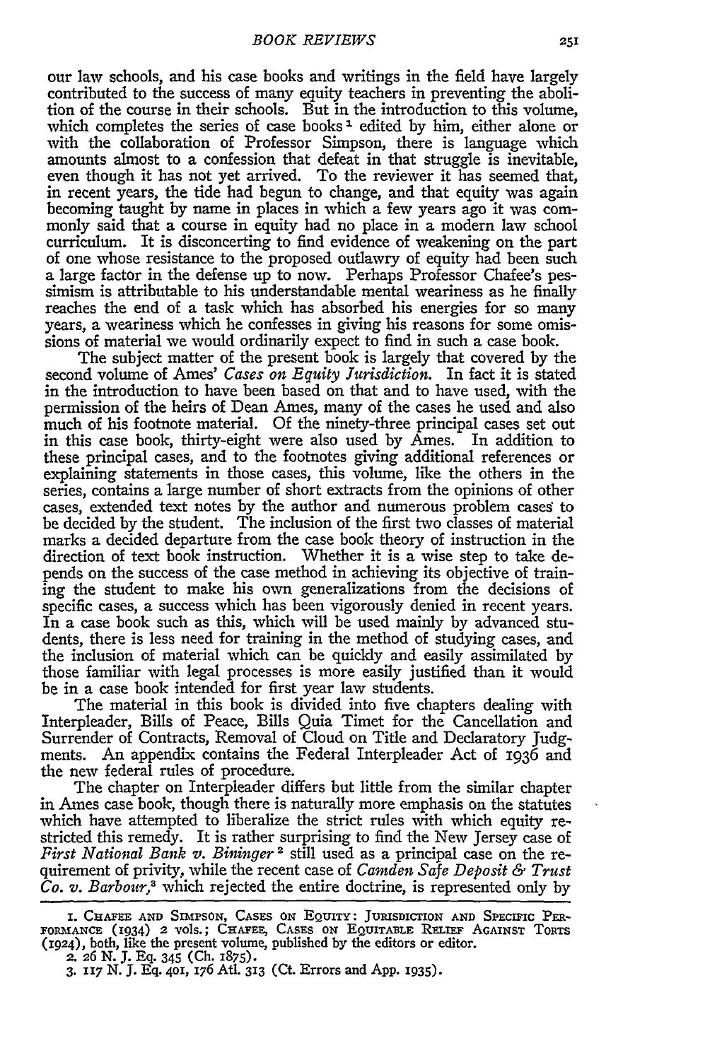our law schools, and his case books and writings in the field have largely contributed to the success of many equity teachers in preventing the abolition of the course in their schools. But in the introduction to this volume, which completes the series of case books[1] edited by him, either alone or with the collaboration of Professor Simpson, there is language which amounts almost to a confession that defeat in that struggle is inevitable, even though it has not yet arrived. To the reviewer it has seemed that, in recent years, the tide had begun to change, and that equity was again becoming taught by name in places in which a few years ago it was commonly said that a course in equity had no place in a modern law school curriculum. It is disconcerting to find evidence of weakening on the part of one whose resistance to the proposed outlawry of equity had been such a large factor in the defense up to now. Perhaps Professor Chafee's pessimism is attributable to his understandable mental weariness as he finally reaches the end of a task which has absorbed his energies for so many years, a weariness which he confesses in giving his reasons for some omissions of material we would ordinarily expect to find in such a case book.

The subject matter of the present book is largely that covered by the second volume of Ames' *Cases on Equity Jurisdiction*. In fact it is stated in the introduction to have been based on that and to have used, with the permission of the heirs of Dean Ames, many of the cases he used and also much of his footnote material. Of the ninety-three principal cases set out in this case book, thirty-eight were also used by Ames. In addition to these principal cases, and to the footnotes giving additional references or explaining statements in those cases, this volume, like the others in the series, contains a large number of short extracts from the opinions of other cases, extended text notes by the author and numerous problem cases to be decided by the student. The inclusion of the first two classes of material marks a decided departure from the case book theory of instruction in the direction of text book instruction. Whether it is a wise step to take depends on the success of the case method in achieving its objective of training the student to make his own generalizations from the decisions of specific cases, a success which has been vigorously denied in recent years. In a case book such as this, which will be used mainly by advanced students, there is less need for training in the method of studying cases, and the inclusion of material which can be quickly and easily assimilated by those familiar with legal processes is more easily justified than it would be in a case book intended for first year law students.

The material in this book is divided into five chapters dealing with Interpleader, Bills of Peace, Bills Quia Timet for the Cancellation and Surrender of Contracts, Removal of Cloud on Title and Declaratory Judgments. An appendix contains the Federal Interpleader Act of 1936 and the new federal rules of procedure.

The chapter on Interpleader differs but little from the similar chapter in Ames case book, though there is naturally more emphasis on the statutes which have attempted to liberalize the strict rules with which equity restricted this remedy. It is rather surprising to find the New Jersey case of *First National Bank v. Bininger*[2] still used as a principal case on the requirement of privity, while the recent case of *Camden Safe Deposit & Trust Co. v. Barbour*,[3] which rejected the entire doctrine, is represented only by

---

1. Chafee and Simpson, Cases on Equity: Jurisdiction and Specific Performance (1934) 2 vols.; Chafee, Cases on Equitable Relief Against Torts (1924), both, like the present volume, published by the editors or editor.

2. 26 N. J. Eq. 345 (Ch. 1875).

3. 117 N. J. Eq. 401, 176 Atl. 313 (Ct. Errors and App. 1935).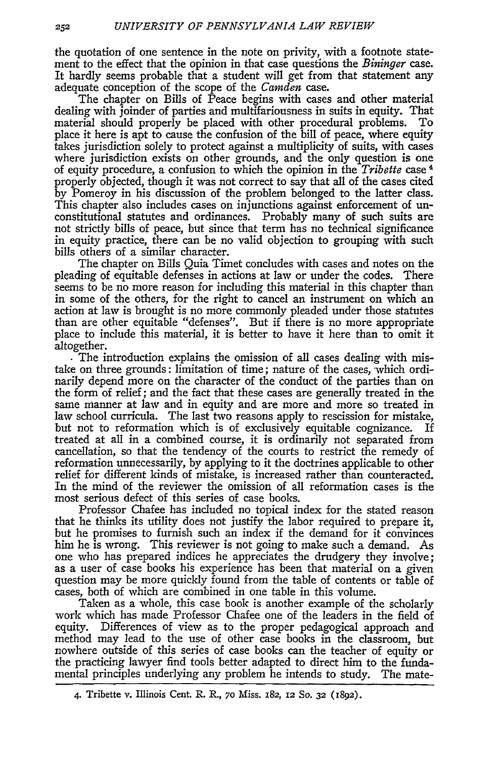the quotation of one sentence in the note on privity, with a footnote statement to the effect that the opinion in that case questions the *Bininger* case. It hardly seems probable that a student will get from that statement any adequate conception of the scope of the *Camden* case.

The chapter on Bills of Peace begins with cases and other material dealing with joinder of parties and multifariousness in suits in equity. That material should properly be placed with other procedural problems. To place it here is apt to cause the confusion of the bill of peace, where equity takes jurisdiction solely to protect against a multiplicity of suits, with cases where jurisdiction exists on other grounds, and the only question is one of equity procedure, a confusion to which the opinion in the *Tribette* case [4] properly objected, though it was not correct to say that all of the cases cited by Pomeroy in his discussion of the problem belonged to the latter class. This chapter also includes cases on injunctions against enforcement of unconstitutional statutes and ordinances. Probably many of such suits are not strictly bills of peace, but since that term has no technical significance in equity practice, there can be no valid objection to grouping with such bills others of a similar character.

The chapter on Bills Quia Timet concludes with cases and notes on the pleading of equitable defenses in actions at law or under the codes. There seems to be no more reason for including this material in this chapter than in some of the others, for the right to cancel an instrument on which an action at law is brought is no more commonly pleaded under those statutes than are other equitable "defenses". But if there is no more appropriate place to include this material, it is better to have it here than to omit it altogether.

The introduction explains the omission of all cases dealing with mistake on three grounds: limitation of time; nature of the cases, which ordinarily depend more on the character of the conduct of the parties than on the form of relief; and the fact that these cases are generally treated in the same manner at law and in equity and are more and more so treated in law school curricula. The last two reasons apply to rescission for mistake, but not to reformation which is of exclusively equitable cognizance. If treated at all in a combined course, it is ordinarily not separated from cancellation, so that the tendency of the courts to restrict the remedy of reformation unnecessarily, by applying to it the doctrines applicable to other relief for different kinds of mistake, is increased rather than counteracted. In the mind of the reviewer the omission of all reformation cases is the most serious defect of this series of case books.

Professor Chafee has included no topical index for the stated reason that he thinks its utility does not justify the labor required to prepare it, but he promises to furnish such an index if the demand for it convinces him he is wrong. This reviewer is not going to make such a demand. As one who has prepared indices he appreciates the drudgery they involve; as a user of case books his experience has been that material on a given question may be more quickly found from the table of contents or table of cases, both of which are combined in one table in this volume.

Taken as a whole, this case book is another example of the scholarly work which has made Professor Chafee one of the leaders in the field of equity. Differences of view as to the proper pedagogical approach and method may lead to the use of other case books in the classroom, but nowhere outside of this series of case books can the teacher of equity or the practicing lawyer find tools better adapted to direct him to the fundamental principles underlying any problem he intends to study. The mate-

4. Tribette v. Illinois Cent. R. R., 70 Miss. 182, 12 So. 32 (1892).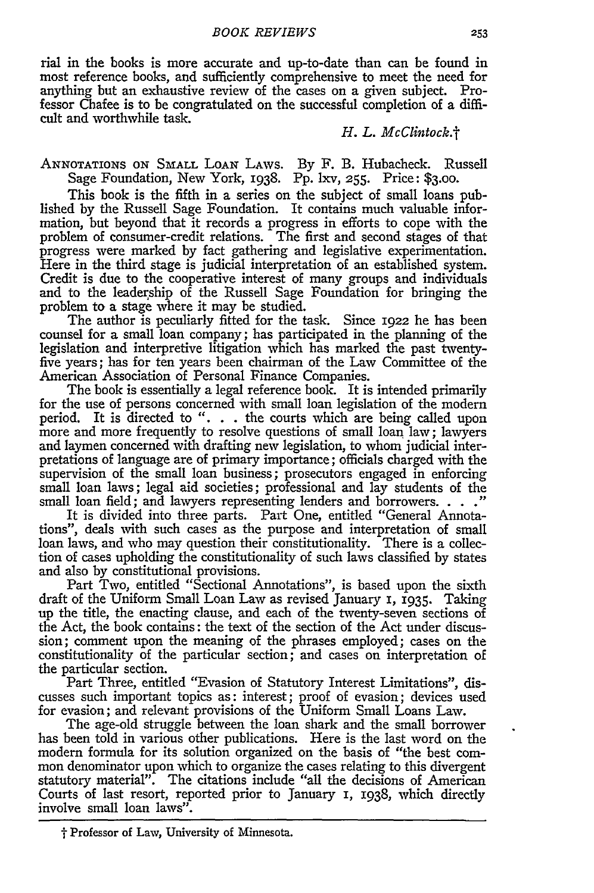rial in the books is more accurate and up-to-date than can be found in most reference books, and sufficiently comprehensive to meet the need for anything but an exhaustive review of the cases on a given subject. Professor Chafee is to be congratulated on the successful completion of a difficult and worthwhile task.

*H. L. McClintock.*†

ANNOTATIONS ON SMALL LOAN LAWS. By F. B. Hubacheck. Russell Sage Foundation, New York, 1938. Pp. lxv, 255. Price: $3.00.

This book is the fifth in a series on the subject of small loans published by the Russell Sage Foundation. It contains much valuable information, but beyond that it records a progress in efforts to cope with the problem of consumer-credit relations. The first and second stages of that progress were marked by fact gathering and legislative experimentation. Here in the third stage is judicial interpretation of an established system. Credit is due to the cooperative interest of many groups and individuals and to the leadership of the Russell Sage Foundation for bringing the problem to a stage where it may be studied.

The author is peculiarly fitted for the task. Since 1922 he has been counsel for a small loan company; has participated in the planning of the legislation and interpretive litigation which has marked the past twenty-five years; has for ten years been chairman of the Law Committee of the American Association of Personal Finance Companies.

The book is essentially a legal reference book. It is intended primarily for the use of persons concerned with small loan legislation of the modern period. It is directed to ". . . the courts which are being called upon more and more frequently to resolve questions of small loan law; lawyers and laymen concerned with drafting new legislation, to whom judicial interpretations of language are of primary importance; officials charged with the supervision of the small loan business; prosecutors engaged in enforcing small loan laws; legal aid societies; professional and lay students of the small loan field; and lawyers representing lenders and borrowers. . . ."

It is divided into three parts. Part One, entitled "General Annotations", deals with such cases as the purpose and interpretation of small loan laws, and who may question their constitutionality. There is a collection of cases upholding the constitutionality of such laws classified by states and also by constitutional provisions.

Part Two, entitled "Sectional Annotations", is based upon the sixth draft of the Uniform Small Loan Law as revised January 1, 1935. Taking up the title, the enacting clause, and each of the twenty-seven sections of the Act, the book contains: the text of the section of the Act under discussion; comment upon the meaning of the phrases employed; cases on the constitutionality of the particular section; and cases on interpretation of the particular section.

Part Three, entitled "Evasion of Statutory Interest Limitations", discusses such important topics as: interest; proof of evasion; devices used for evasion; and relevant provisions of the Uniform Small Loans Law.

The age-old struggle between the loan shark and the small borrower has been told in various other publications. Here is the last word on the modern formula for its solution organized on the basis of "the best common denominator upon which to organize the cases relating to this divergent statutory material". The citations include "all the decisions of American Courts of last resort, reported prior to January 1, 1938, which directly involve small loan laws".

† Professor of Law, University of Minnesota.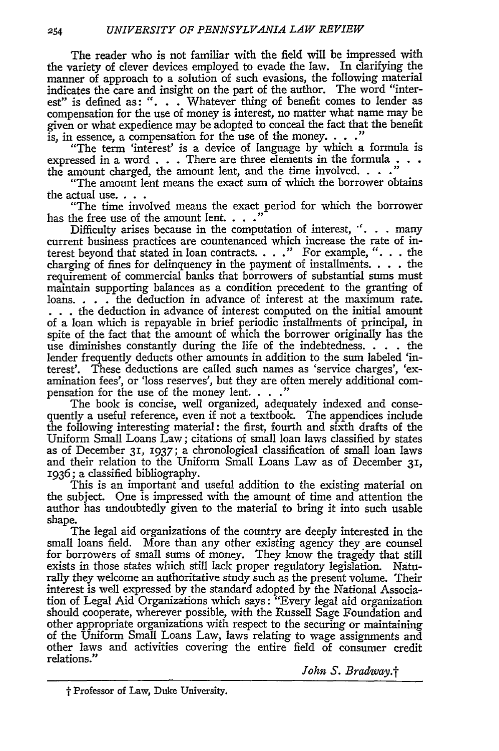The reader who is not familiar with the field will be impressed with the variety of clever devices employed to evade the law. In clarifying the manner of approach to a solution of such evasions, the following material indicates the care and insight on the part of the author. The word "interest" is defined as: ". . . Whatever thing of benefit comes to lender as compensation for the use of money is interest, no matter what name may be given or what expedience may be adopted to conceal the fact that the benefit is, in essence, a compensation for the use of the money. . . ."

"The term 'interest' is a device of language by which a formula is expressed in a word . . . There are three elements in the formula . . . the amount charged, the amount lent, and the time involved. . . ."

"The amount lent means the exact sum of which the borrower obtains the actual use. . . .

"The time involved means the exact period for which the borrower has the free use of the amount lent. . . ."

Difficulty arises because in the computation of interest, ". . . many current business practices are countenanced which increase the rate of interest beyond that stated in loan contracts. . . ." For example, ". . . the charging of fines for delinquency in the payment of installments. . . . the requirement of commercial banks that borrowers of substantial sums must maintain supporting balances as a condition precedent to the granting of loans. . . . the deduction in advance of interest at the maximum rate. . . . the deduction in advance of interest computed on the initial amount of a loan which is repayable in brief periodic installments of principal, in spite of the fact that the amount of which the borrower originally has the use diminishes constantly during the life of the indebtedness. . . . the lender frequently deducts other amounts in addition to the sum labeled 'interest'. These deductions are called such names as 'service charges', 'examination fees', or 'loss reserves', but they are often merely additional compensation for the use of the money lent. . . ."

The book is concise, well organized, adequately indexed and consequently a useful reference, even if not a textbook. The appendices include the following interesting material: the first, fourth and sixth drafts of the Uniform Small Loans Law; citations of small loan laws classified by states as of December 31, 1937; a chronological classification of small loan laws and their relation to the Uniform Small Loans Law as of December 31, 1936; a classified bibliography.

This is an important and useful addition to the existing material on the subject. One is impressed with the amount of time and attention the author has undoubtedly given to the material to bring it into such usable shape.

The legal aid organizations of the country are deeply interested in the small loans field. More than any other existing agency they are counsel for borrowers of small sums of money. They know the tragedy that still exists in those states which still lack proper regulatory legislation. Naturally they welcome an authoritative study such as the present volume. Their interest is well expressed by the standard adopted by the National Association of Legal Aid Organizations which says: "Every legal aid organization should cooperate, wherever possible, with the Russell Sage Foundation and other appropriate organizations with respect to the securing or maintaining of the Uniform Small Loans Law, laws relating to wage assignments and other laws and activities covering the entire field of consumer credit relations."

*John S. Bradway.*†

---

† Professor of Law, Duke University.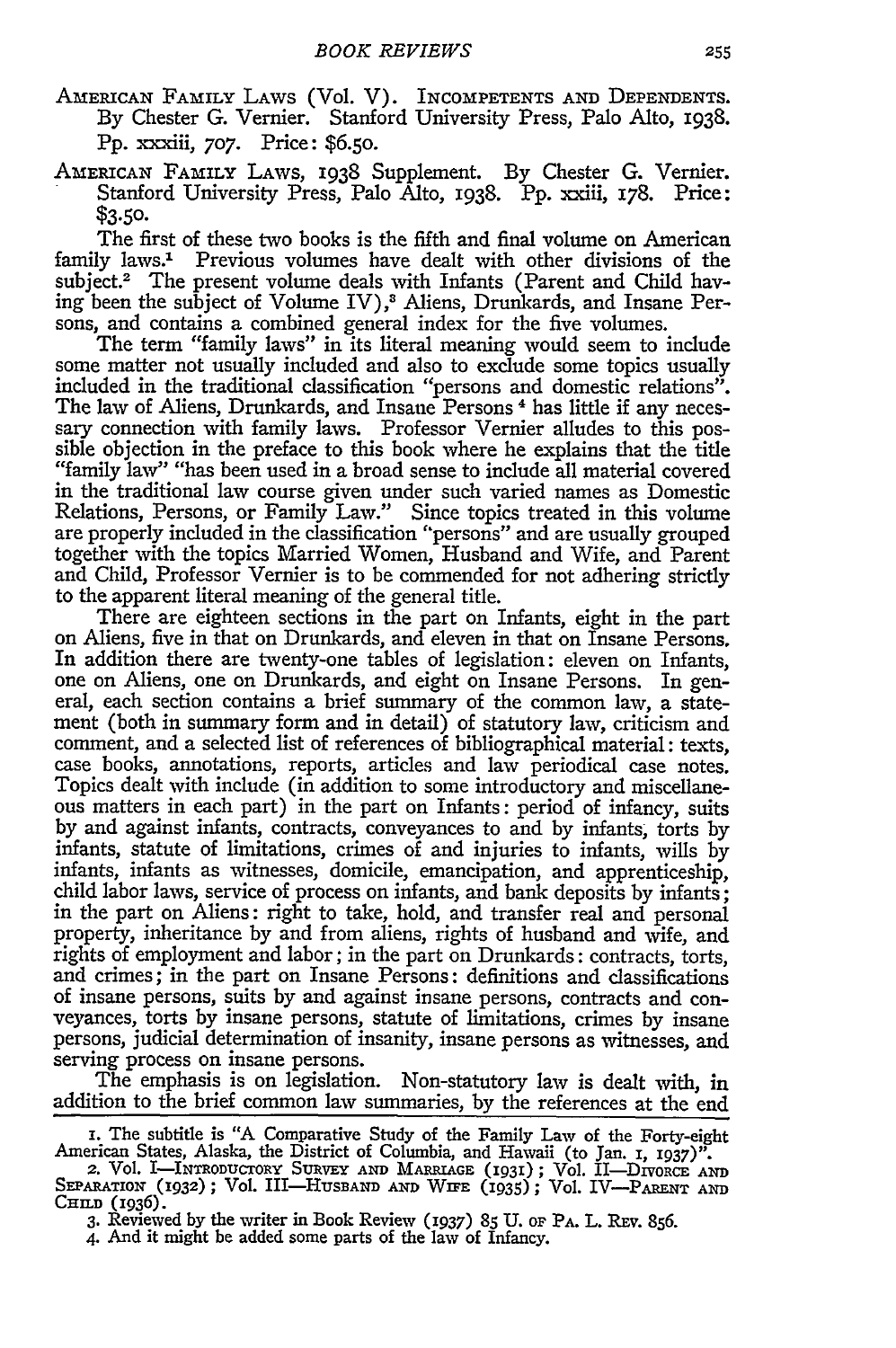AMERICAN FAMILY LAWS (Vol. V). INCOMPETENTS AND DEPENDENTS. By Chester G. Vernier. Stanford University Press, Palo Alto, 1938. Pp. xxxiii, 707. Price: $6.50.

AMERICAN FAMILY LAWS, 1938 Supplement. By Chester G. Vernier. Stanford University Press, Palo Alto, 1938. Pp. xxiii, 178. Price: $3.50.

The first of these two books is the fifth and final volume on American family laws.[1] Previous volumes have dealt with other divisions of the subject.[2] The present volume deals with Infants (Parent and Child having been the subject of Volume IV),[3] Aliens, Drunkards, and Insane Persons, and contains a combined general index for the five volumes.

The term "family laws" in its literal meaning would seem to include some matter not usually included and also to exclude some topics usually included in the traditional classification "persons and domestic relations". The law of Aliens, Drunkards, and Insane Persons[4] has little if any necessary connection with family laws. Professor Vernier alludes to this possible objection in the preface to this book where he explains that the title "family law" "has been used in a broad sense to include all material covered in the traditional law course given under such varied names as Domestic Relations, Persons, or Family Law." Since topics treated in this volume are properly included in the classification "persons" and are usually grouped together with the topics Married Women, Husband and Wife, and Parent and Child, Professor Vernier is to be commended for not adhering strictly to the apparent literal meaning of the general title.

There are eighteen sections in the part on Infants, eight in the part on Aliens, five in that on Drunkards, and eleven in that on Insane Persons. In addition there are twenty-one tables of legislation: eleven on Infants, one on Aliens, one on Drunkards, and eight on Insane Persons. In general, each section contains a brief summary of the common law, a statement (both in summary form and in detail) of statutory law, criticism and comment, and a selected list of references of bibliographical material: texts, case books, annotations, reports, articles and law periodical case notes. Topics dealt with include (in addition to some introductory and miscellaneous matters in each part) in the part on Infants: period of infancy, suits by and against infants, contracts, conveyances to and by infants, torts by infants, statute of limitations, crimes of and injuries to infants, wills by infants, infants as witnesses, domicile, emancipation, and apprenticeship, child labor laws, service of process on infants, and bank deposits by infants; in the part on Aliens: right to take, hold, and transfer real and personal property, inheritance by and from aliens, rights of husband and wife, and rights of employment and labor; in the part on Drunkards: contracts, torts, and crimes; in the part on Insane Persons: definitions and classifications of insane persons, suits by and against insane persons, contracts and conveyances, torts by insane persons, statute of limitations, crimes by insane persons, judicial determination of insanity, insane persons as witnesses, and serving process on insane persons.

The emphasis is on legislation. Non-statutory law is dealt with, in addition to the brief common law summaries, by the references at the end

---

1. The subtitle is "A Comparative Study of the Family Law of the Forty-eight American States, Alaska, the District of Columbia, and Hawaii (to Jan. 1, 1937)".

2. Vol. I—INTRODUCTORY SURVEY AND MARRIAGE (1931); Vol. II—DIVORCE AND SEPARATION (1932); Vol. III—HUSBAND AND WIFE (1935); Vol. IV—PARENT AND CHILD (1936).

3. Reviewed by the writer in Book Review (1937) 85 U. OF PA. L. REV. 856.

4. And it might be added some parts of the law of Infancy.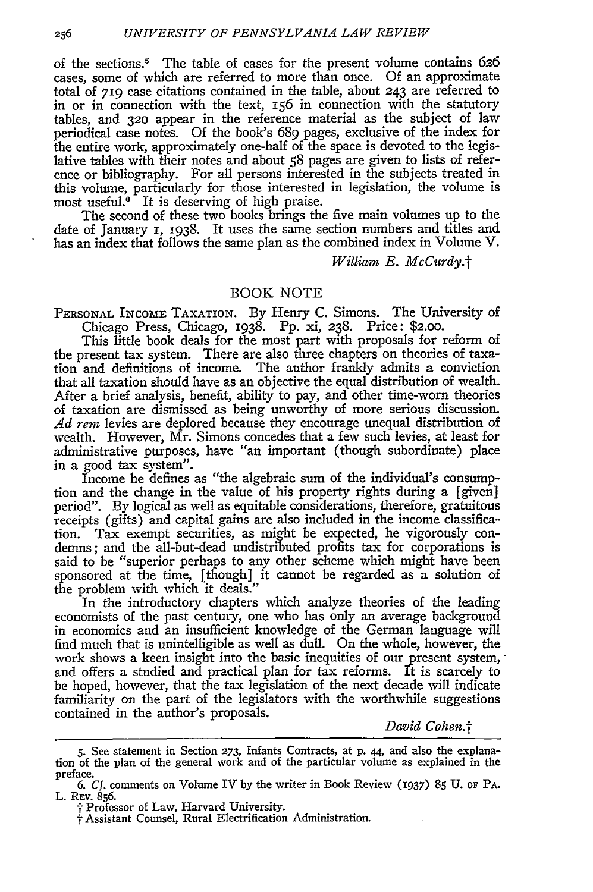of the sections.[5] The table of cases for the present volume contains 626 cases, some of which are referred to more than once. Of an approximate total of 719 case citations contained in the table, about 243 are referred to in or in connection with the text, 156 in connection with the statutory tables, and 320 appear in the reference material as the subject of law periodical case notes. Of the book's 689 pages, exclusive of the index for the entire work, approximately one-half of the space is devoted to the legislative tables with their notes and about 58 pages are given to lists of reference or bibliography. For all persons interested in the subjects treated in this volume, particularly for those interested in legislation, the volume is most useful.[6] It is deserving of high praise.

The second of these two books brings the five main volumes up to the date of January 1, 1938. It uses the same section numbers and titles and has an index that follows the same plan as the combined index in Volume V.

*William E. McCurdy.*†

## BOOK NOTE

PERSONAL INCOME TAXATION. By Henry C. Simons. The University of Chicago Press, Chicago, 1938. Pp. xi, 238. Price: $2.00.

This little book deals for the most part with proposals for reform of the present tax system. There are also three chapters on theories of taxation and definitions of income. The author frankly admits a conviction that all taxation should have as an objective the equal distribution of wealth. After a brief analysis, benefit, ability to pay, and other time-worn theories of taxation are dismissed as being unworthy of more serious discussion. *Ad rem* levies are deplored because they encourage unequal distribution of wealth. However, Mr. Simons concedes that a few such levies, at least for administrative purposes, have "an important (though subordinate) place in a good tax system".

Income he defines as "the algebraic sum of the individual's consumption and the change in the value of his property rights during a [given] period". By logical as well as equitable considerations, therefore, gratuitous receipts (gifts) and capital gains are also included in the income classification. Tax exempt securities, as might be expected, he vigorously condemns; and the all-but-dead undistributed profits tax for corporations is said to be "superior perhaps to any other scheme which might have been sponsored at the time, [though] it cannot be regarded as a solution of the problem with which it deals."

In the introductory chapters which analyze theories of the leading economists of the past century, one who has only an average background in economics and an insufficient knowledge of the German language will find much that is unintelligible as well as dull. On the whole, however, the work shows a keen insight into the basic inequities of our present system, and offers a studied and practical plan for tax reforms. It is scarcely to be hoped, however, that the tax legislation of the next decade will indicate familiarity on the part of the legislators with the worthwhile suggestions contained in the author's proposals.

*David Cohen.*†

---

5. See statement in Section 273, Infants Contracts, at p. 44, and also the explanation of the plan of the general work and of the particular volume as explained in the preface.

6. *Cf.* comments on Volume IV by the writer in Book Review (1937) 85 U. OF PA. L. REV. 856.

† Professor of Law, Harvard University.

† Assistant Counsel, Rural Electrification Administration.